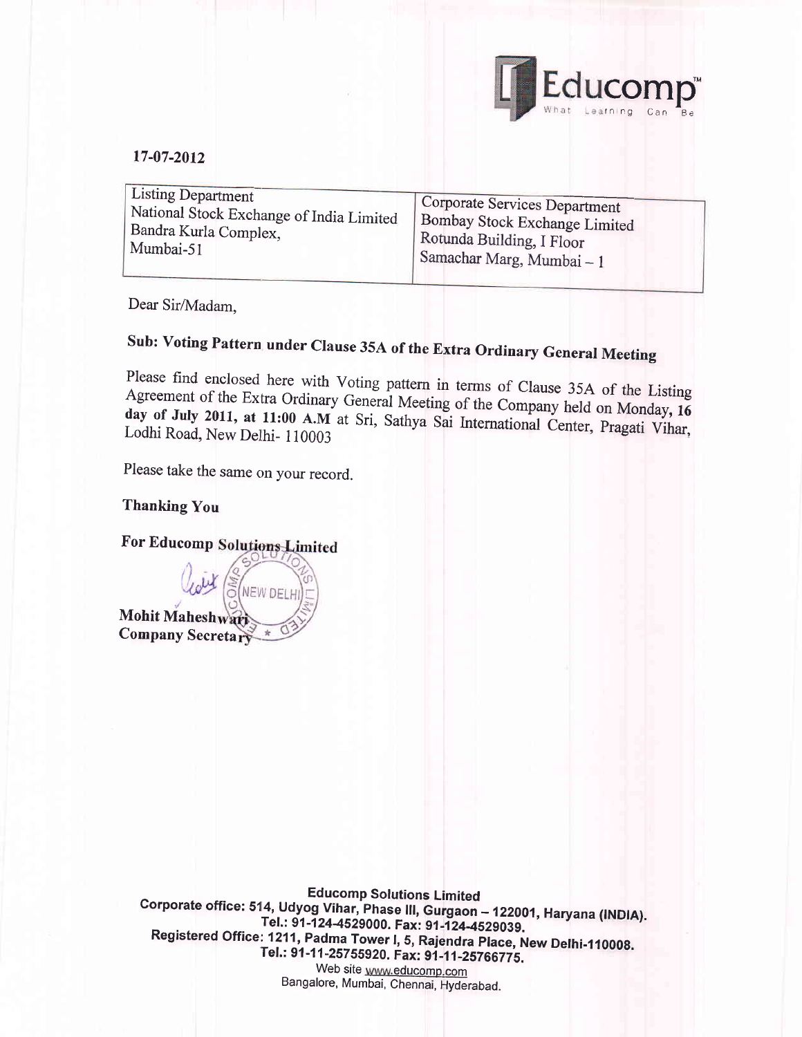Educomp
What Learning Can Be

17-07-2012

| Listing Department<br>National Stock Exchange of India Limited<br>Bandra Kurla Complex,<br>Mumbai-51 | Corporate Services Department<br>Bombay Stock Exchange Limited<br>Rotunda Building, I Floor<br>Samachar Marg, Mumbai – 1 |
| --- | --- |

Dear Sir/Madam,

## Sub: Voting Pattern under Clause 35A of the Extra Ordinary General Meeting

Please find enclosed here with Voting pattern in terms of Clause 35A of the Listing Agreement of the Extra Ordinary General Meeting of the Company held on Monday, **16 day of July 2011, at 11:00 A.M** at Sri, Sathya Sai International Center, Pragati Vihar, Lodhi Road, New Delhi- 110003

Please take the same on your record.

**Thanking You**

**For Educomp Solutions Limited**

**Mohit Maheshwari**
**Company Secretary**

**Educomp Solutions Limited**
**Corporate office: 514, Udyog Vihar, Phase III, Gurgaon – 122001, Haryana (INDIA).**
**Tel.: 91-124-4529000. Fax: 91-124-4529039.**
**Registered Office: 1211, Padma Tower I, 5, Rajendra Place, New Delhi-110008.**
**Tel.: 91-11-25755920. Fax: 91-11-25766775.**
Web site www.educomp.com
Bangalore, Mumbai, Chennai, Hyderabad.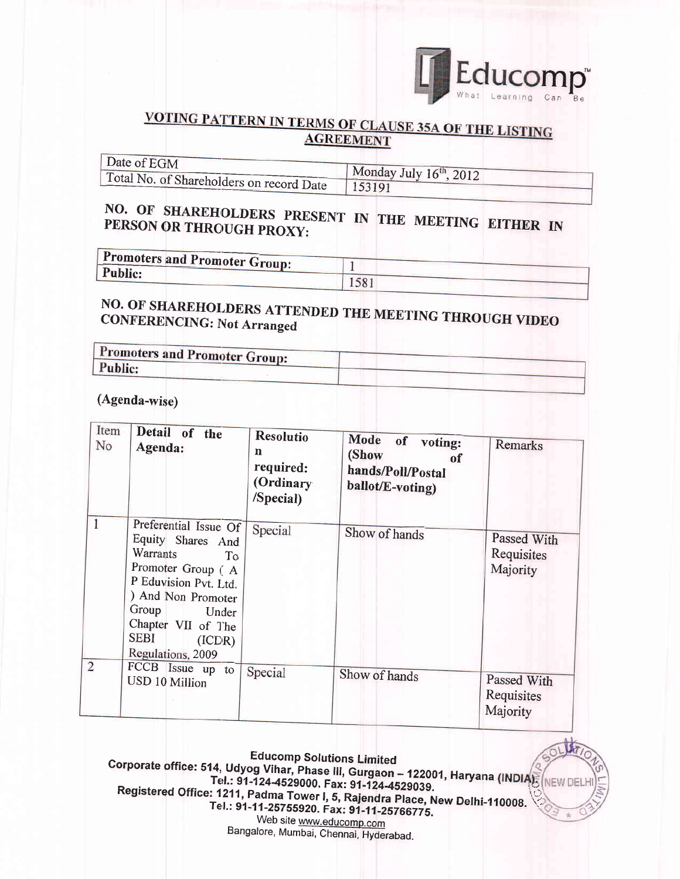Educomp

## VOTING PATTERN IN TERMS OF CLAUSE 35A OF THE LISTING AGREEMENT

| Date of EGM | Monday July 16th, 2012 |
|---|---|
| Total No. of Shareholders on record Date | 153191 |

### NO. OF SHAREHOLDERS PRESENT IN THE MEETING EITHER IN PERSON OR THROUGH PROXY:

| Promoters and Promoter Group: | 1 |
|---|---|
| Public: | 1581 |

### NO. OF SHAREHOLDERS ATTENDED THE MEETING THROUGH VIDEO CONFERENCING: Not Arranged

| Promoters and Promoter Group: | |
|---|---|
| Public: | |

**(Agenda-wise)**

| Item No | Detail of the Agenda: | Resolution required: (Ordinary /Special) | Mode of voting: (Show of hands/Poll/Postal ballot/E-voting) | Remarks |
|---|---|---|---|---|
| 1 | Preferential Issue Of Equity Shares And Warrants To Promoter Group ( A P Eduvision Pvt. Ltd. ) And Non Promoter Group Under Chapter VII of The SEBI (ICDR) Regulations, 2009 | Special | Show of hands | Passed With Requisites Majority |
| 2 | FCCB Issue up to USD 10 Million | Special | Show of hands | Passed With Requisites Majority |

**Educomp Solutions Limited**
Corporate office: 514, Udyog Vihar, Phase III, Gurgaon – 122001, Haryana (INDIA)
Tel.: 91-124-4529000. Fax: 91-124-4529039.
Registered Office: 1211, Padma Tower I, 5, Rajendra Place, New Delhi-110008.
Tel.: 91-11-25755920. Fax: 91-11-25766775.
Web site www.educomp.com
Bangalore, Mumbai, Chennai, Hyderabad.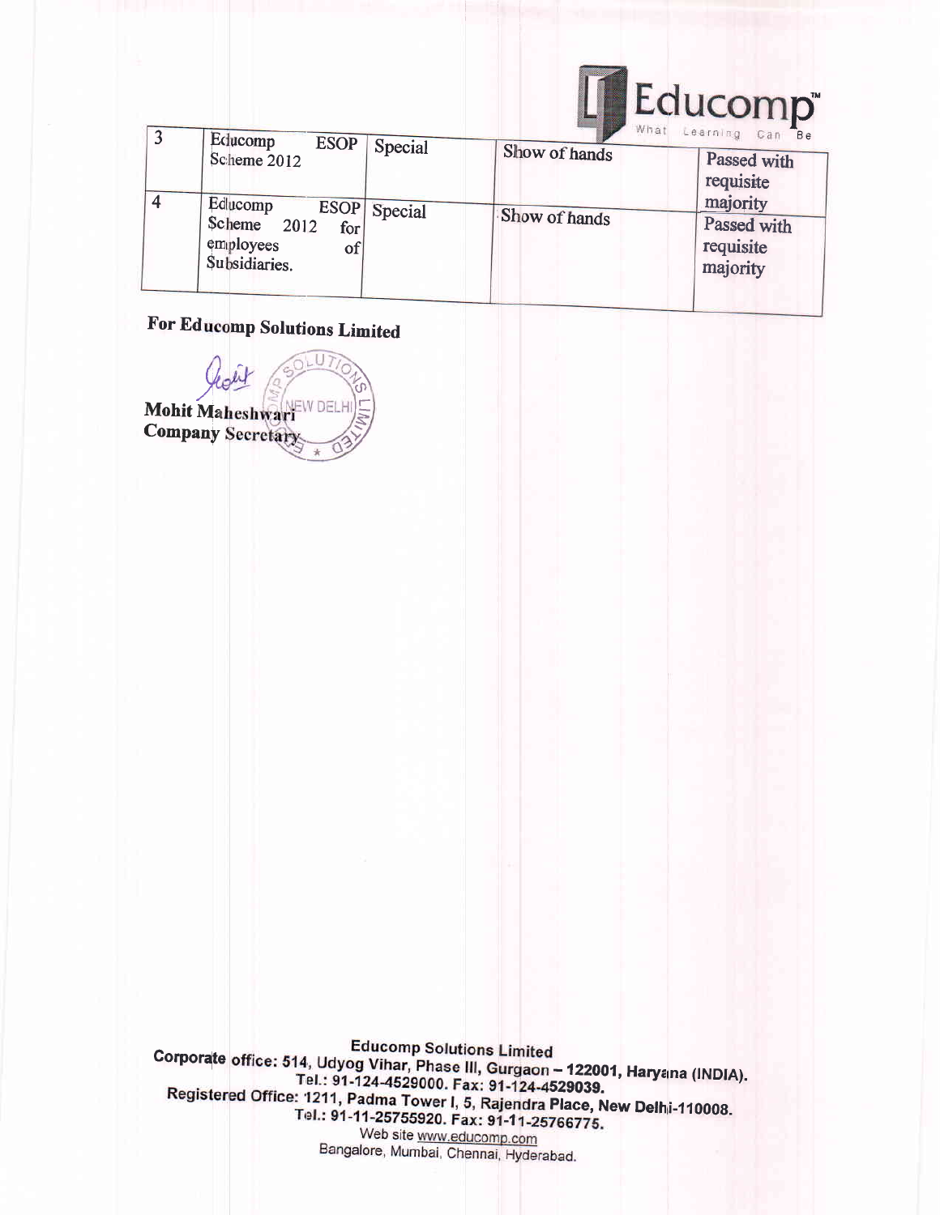| | | | | |
|---|---|---|---|---|
| 3 | Educomp ESOP Scheme 2012 | Special | Show of hands | Passed with requisite majority |
| 4 | Educomp ESOP Scheme 2012 for employees of Subsidiaries. | Special | Show of hands | Passed with requisite majority |

**For Educomp Solutions Limited**

**Mohit Maheshwari**
**Company Secretary**

Educomp Solutions Limited
Corporate office: 514, Udyog Vihar, Phase III, Gurgaon – 122001, Haryana (INDIA).
Tel.: 91-124-4529000. Fax: 91-124-4529039.
Registered Office: 1211, Padma Tower I, 5, Rajendra Place, New Delhi-110008.
Tel.: 91-11-25755920. Fax: 91-11-25766775.
Web site www.educomp.com
Bangalore, Mumbai, Chennai, Hyderabad.